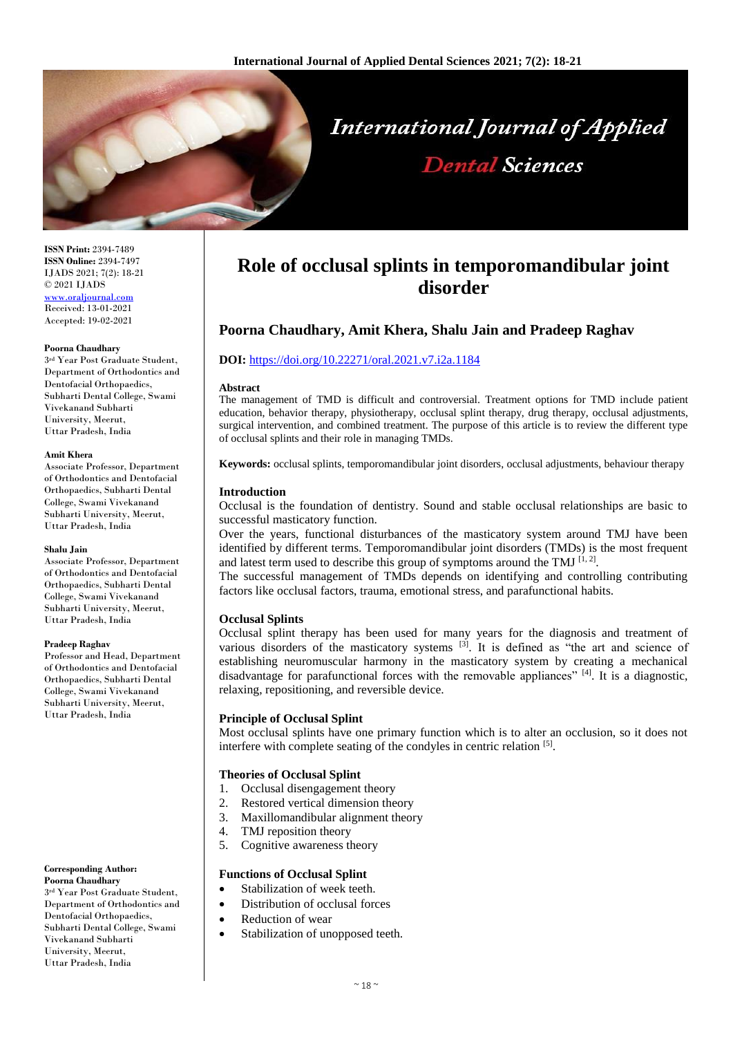**ISSN Print:** 2394-7489
**ISSN Online:** 2394-7497
IJADS 2021; 7(2): 18-21
© 2021 IJADS
www.oraljournal.com
Received: 13-01-2021
Accepted: 19-02-2021

**Poorna Chaudhary**
3rd Year Post Graduate Student, Department of Orthodontics and Dentofacial Orthopaedics, Subharti Dental College, Swami Vivekanand Subharti University, Meerut, Uttar Pradesh, India

**Amit Khera**
Associate Professor, Department of Orthodontics and Dentofacial Orthopaedics, Subharti Dental College, Swami Vivekanand Subharti University, Meerut, Uttar Pradesh, India

**Shalu Jain**
Associate Professor, Department of Orthodontics and Dentofacial Orthopaedics, Subharti Dental College, Swami Vivekanand Subharti University, Meerut, Uttar Pradesh, India

**Pradeep Raghav**
Professor and Head, Department of Orthodontics and Dentofacial Orthopaedics, Subharti Dental College, Swami Vivekanand Subharti University, Meerut, Uttar Pradesh, India

**Corresponding Author:**
**Poorna Chaudhary**
3rd Year Post Graduate Student, Department of Orthodontics and Dentofacial Orthopaedics, Subharti Dental College, Swami Vivekanand Subharti University, Meerut, Uttar Pradesh, India

# Role of occlusal splints in temporomandibular joint disorder

## Poorna Chaudhary, Amit Khera, Shalu Jain and Pradeep Raghav

**DOI:** https://doi.org/10.22271/oral.2021.v7.i2a.1184

**Abstract**

The management of TMD is difficult and controversial. Treatment options for TMD include patient education, behavior therapy, physiotherapy, occlusal splint therapy, drug therapy, occlusal adjustments, surgical intervention, and combined treatment. The purpose of this article is to review the different type of occlusal splints and their role in managing TMDs.

**Keywords:** occlusal splints, temporomandibular joint disorders, occlusal adjustments, behaviour therapy

### Introduction

Occlusal is the foundation of dentistry. Sound and stable occlusal relationships are basic to successful masticatory function.

Over the years, functional disturbances of the masticatory system around TMJ have been identified by different terms. Temporomandibular joint disorders (TMDs) is the most frequent and latest term used to describe this group of symptoms around the TMJ [1, 2].

The successful management of TMDs depends on identifying and controlling contributing factors like occlusal factors, trauma, emotional stress, and parafunctional habits.

### Occlusal Splints

Occlusal splint therapy has been used for many years for the diagnosis and treatment of various disorders of the masticatory systems [3]. It is defined as "the art and science of establishing neuromuscular harmony in the masticatory system by creating a mechanical disadvantage for parafunctional forces with the removable appliances" [4]. It is a diagnostic, relaxing, repositioning, and reversible device.

### Principle of Occlusal Splint

Most occlusal splints have one primary function which is to alter an occlusion, so it does not interfere with complete seating of the condyles in centric relation [5].

### Theories of Occlusal Splint

1. Occlusal disengagement theory
2. Restored vertical dimension theory
3. Maxillomandibular alignment theory
4. TMJ reposition theory
5. Cognitive awareness theory

### Functions of Occlusal Splint

- Stabilization of week teeth.
- Distribution of occlusal forces
- Reduction of wear
- Stabilization of unopposed teeth.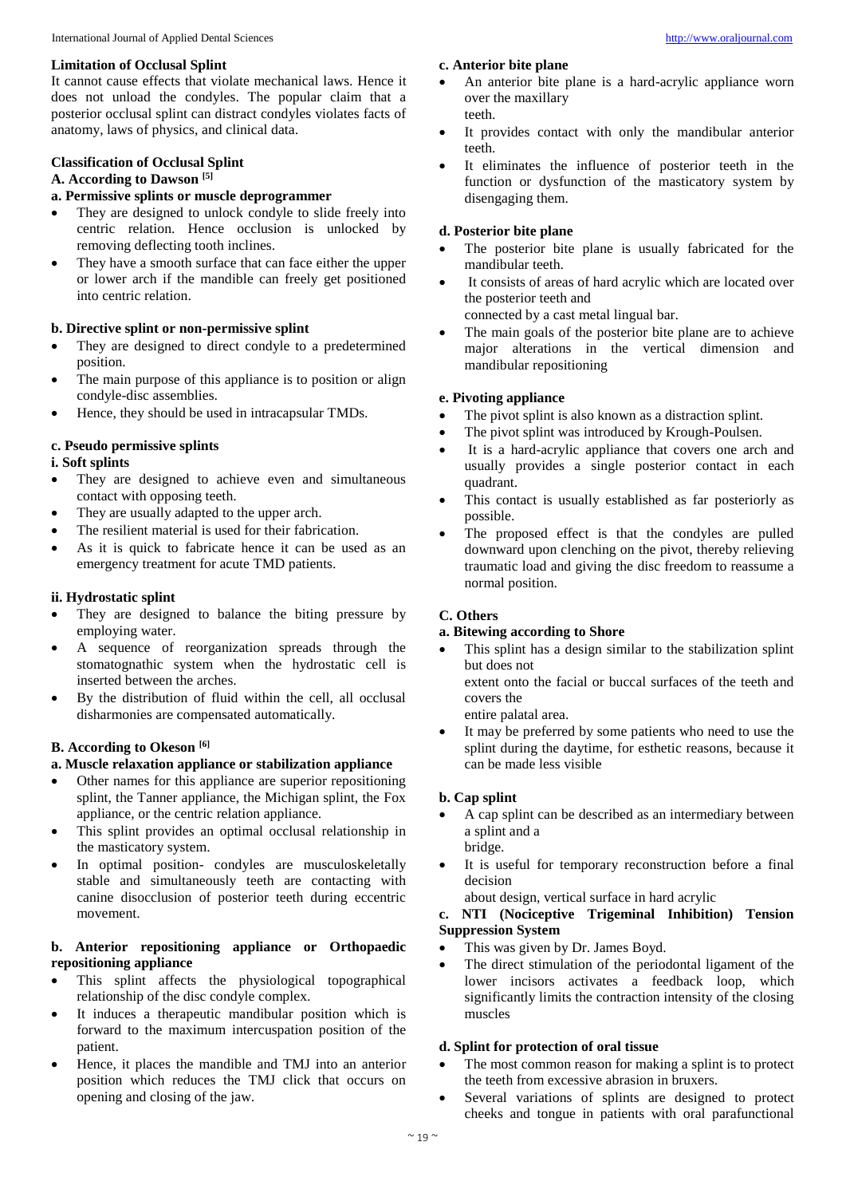### Limitation of Occlusal Splint

It cannot cause effects that violate mechanical laws. Hence it does not unload the condyles. The popular claim that a posterior occlusal splint can distract condyles violates facts of anatomy, laws of physics, and clinical data.

### Classification of Occlusal Splint

#### A. According to Dawson [5]

**a. Permissive splints or muscle deprogrammer**

- They are designed to unlock condyle to slide freely into centric relation. Hence occlusion is unlocked by removing deflecting tooth inclines.
- They have a smooth surface that can face either the upper or lower arch if the mandible can freely get positioned into centric relation.

**b. Directive splint or non-permissive splint**

- They are designed to direct condyle to a predetermined position.
- The main purpose of this appliance is to position or align condyle-disc assemblies.
- Hence, they should be used in intracapsular TMDs.

**c. Pseudo permissive splints**

**i. Soft splints**

- They are designed to achieve even and simultaneous contact with opposing teeth.
- They are usually adapted to the upper arch.
- The resilient material is used for their fabrication.
- As it is quick to fabricate hence it can be used as an emergency treatment for acute TMD patients.

**ii. Hydrostatic splint**

- They are designed to balance the biting pressure by employing water.
- A sequence of reorganization spreads through the stomatognathic system when the hydrostatic cell is inserted between the arches.
- By the distribution of fluid within the cell, all occlusal disharmonies are compensated automatically.

#### B. According to Okeson [6]

**a. Muscle relaxation appliance or stabilization appliance**

- Other names for this appliance are superior repositioning splint, the Tanner appliance, the Michigan splint, the Fox appliance, or the centric relation appliance.
- This splint provides an optimal occlusal relationship in the masticatory system.
- In optimal position- condyles are musculoskeletally stable and simultaneously teeth are contacting with canine disocclusion of posterior teeth during eccentric movement.

**b. Anterior repositioning appliance or Orthopaedic repositioning appliance**

- This splint affects the physiological topographical relationship of the disc condyle complex.
- It induces a therapeutic mandibular position which is forward to the maximum intercuspation position of the patient.
- Hence, it places the mandible and TMJ into an anterior position which reduces the TMJ click that occurs on opening and closing of the jaw.

**c. Anterior bite plane**

- An anterior bite plane is a hard-acrylic appliance worn over the maxillary
  teeth.
- It provides contact with only the mandibular anterior teeth.
- It eliminates the influence of posterior teeth in the function or dysfunction of the masticatory system by disengaging them.

**d. Posterior bite plane**

- The posterior bite plane is usually fabricated for the mandibular teeth.
- It consists of areas of hard acrylic which are located over the posterior teeth and
  connected by a cast metal lingual bar.
- The main goals of the posterior bite plane are to achieve major alterations in the vertical dimension and mandibular repositioning

**e. Pivoting appliance**

- The pivot splint is also known as a distraction splint.
- The pivot splint was introduced by Krough-Poulsen.
- It is a hard-acrylic appliance that covers one arch and usually provides a single posterior contact in each quadrant.
- This contact is usually established as far posteriorly as possible.
- The proposed effect is that the condyles are pulled downward upon clenching on the pivot, thereby relieving traumatic load and giving the disc freedom to reassume a normal position.

#### C. Others

**a. Bitewing according to Shore**

- This splint has a design similar to the stabilization splint but does not
  extent onto the facial or buccal surfaces of the teeth and covers the
  entire palatal area.
- It may be preferred by some patients who need to use the splint during the daytime, for esthetic reasons, because it can be made less visible

**b. Cap splint**

- A cap splint can be described as an intermediary between a splint and a
  bridge.
- It is useful for temporary reconstruction before a final decision
  about design, vertical surface in hard acrylic

**c. NTI (Nociceptive Trigeminal Inhibition) Tension Suppression System**

- This was given by Dr. James Boyd.
- The direct stimulation of the periodontal ligament of the lower incisors activates a feedback loop, which significantly limits the contraction intensity of the closing muscles

**d. Splint for protection of oral tissue**

- The most common reason for making a splint is to protect the teeth from excessive abrasion in bruxers.
- Several variations of splints are designed to protect cheeks and tongue in patients with oral parafunctional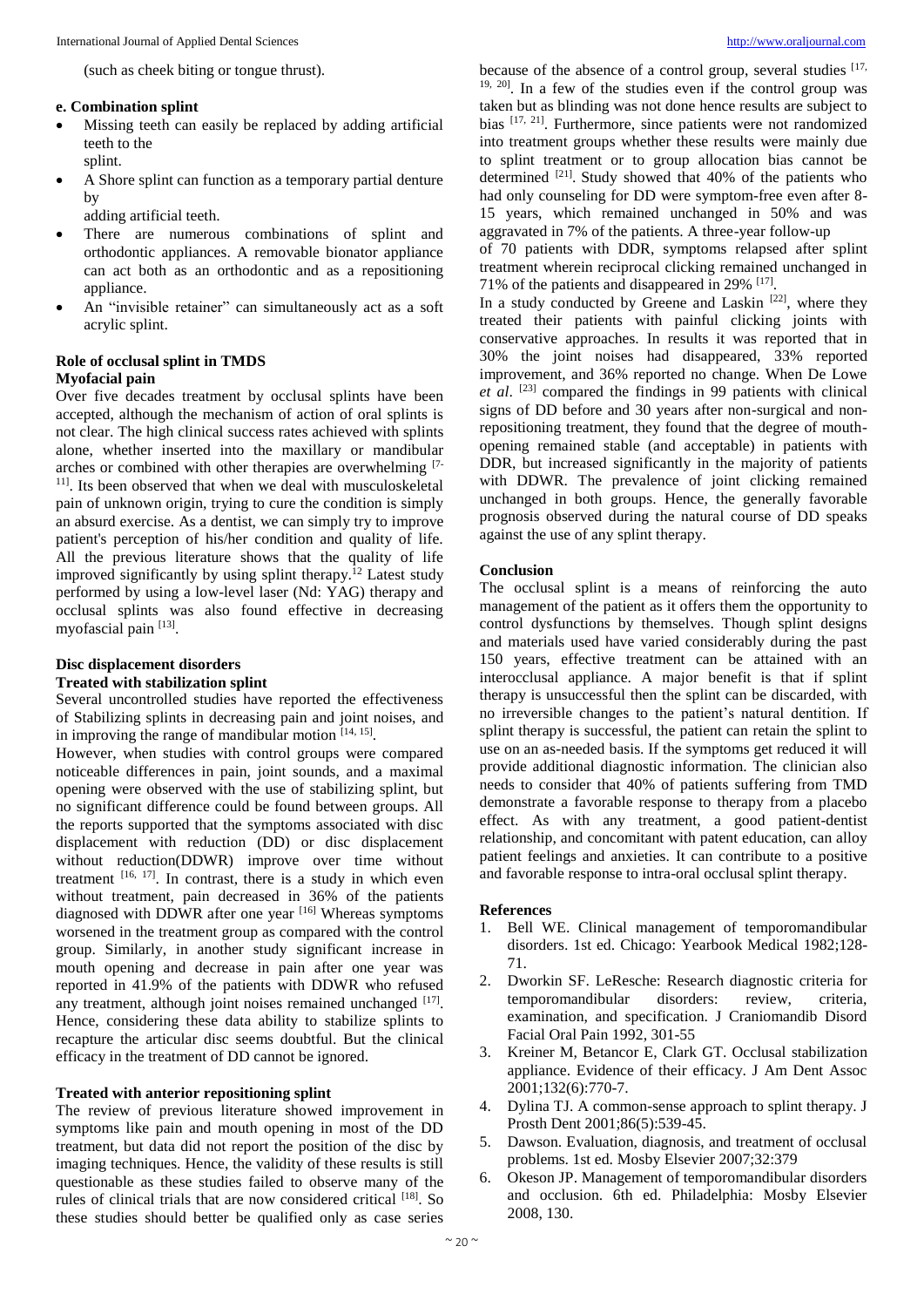(such as cheek biting or tongue thrust).

**e. Combination splint**

- Missing teeth can easily be replaced by adding artificial teeth to the splint.
- A Shore splint can function as a temporary partial denture by adding artificial teeth.
- There are numerous combinations of splint and orthodontic appliances. A removable bionator appliance can act both as an orthodontic and as a repositioning appliance.
- An "invisible retainer" can simultaneously act as a soft acrylic splint.

## Role of occlusal splint in TMDS

### Myofacial pain

Over five decades treatment by occlusal splints have been accepted, although the mechanism of action of oral splints is not clear. The high clinical success rates achieved with splints alone, whether inserted into the maxillary or mandibular arches or combined with other therapies are overwhelming [7-11]. Its been observed that when we deal with musculoskeletal pain of unknown origin, trying to cure the condition is simply an absurd exercise. As a dentist, we can simply try to improve patient's perception of his/her condition and quality of life. All the previous literature shows that the quality of life improved significantly by using splint therapy.[12] Latest study performed by using a low-level laser (Nd: YAG) therapy and occlusal splints was also found effective in decreasing myofascial pain [13].

### Disc displacement disorders

**Treated with stabilization splint**

Several uncontrolled studies have reported the effectiveness of Stabilizing splints in decreasing pain and joint noises, and in improving the range of mandibular motion [14, 15].

However, when studies with control groups were compared noticeable differences in pain, joint sounds, and a maximal opening were observed with the use of stabilizing splint, but no significant difference could be found between groups. All the reports supported that the symptoms associated with disc displacement with reduction (DD) or disc displacement without reduction(DDWR) improve over time without treatment [16, 17]. In contrast, there is a study in which even without treatment, pain decreased in 36% of the patients diagnosed with DDWR after one year [16] Whereas symptoms worsened in the treatment group as compared with the control group. Similarly, in another study significant increase in mouth opening and decrease in pain after one year was reported in 41.9% of the patients with DDWR who refused any treatment, although joint noises remained unchanged [17]. Hence, considering these data ability to stabilize splints to recapture the articular disc seems doubtful. But the clinical efficacy in the treatment of DD cannot be ignored.

**Treated with anterior repositioning splint**

The review of previous literature showed improvement in symptoms like pain and mouth opening in most of the DD treatment, but data did not report the position of the disc by imaging techniques. Hence, the validity of these results is still questionable as these studies failed to observe many of the rules of clinical trials that are now considered critical [18]. So these studies should better be qualified only as case series because of the absence of a control group, several studies [17, 19, 20]. In a few of the studies even if the control group was taken but as blinding was not done hence results are subject to bias [17, 21]. Furthermore, since patients were not randomized into treatment groups whether these results were mainly due to splint treatment or to group allocation bias cannot be determined [21]. Study showed that 40% of the patients who had only counseling for DD were symptom-free even after 8-15 years, which remained unchanged in 50% and was aggravated in 7% of the patients. A three-year follow-up of 70 patients with DDR, symptoms relapsed after splint treatment wherein reciprocal clicking remained unchanged in 71% of the patients and disappeared in 29% [17].

In a study conducted by Greene and Laskin [22], where they treated their patients with painful clicking joints with conservative approaches. In results it was reported that in 30% the joint noises had disappeared, 33% reported improvement, and 36% reported no change. When De Lowe *et al*. [23] compared the findings in 99 patients with clinical signs of DD before and 30 years after non-surgical and non-repositioning treatment, they found that the degree of mouth-opening remained stable (and acceptable) in patients with DDR, but increased significantly in the majority of patients with DDWR. The prevalence of joint clicking remained unchanged in both groups. Hence, the generally favorable prognosis observed during the natural course of DD speaks against the use of any splint therapy.

## Conclusion

The occlusal splint is a means of reinforcing the auto management of the patient as it offers them the opportunity to control dysfunctions by themselves. Though splint designs and materials used have varied considerably during the past 150 years, effective treatment can be attained with an interocclusal appliance. A major benefit is that if splint therapy is unsuccessful then the splint can be discarded, with no irreversible changes to the patient's natural dentition. If splint therapy is successful, the patient can retain the splint to use on an as-needed basis. If the symptoms get reduced it will provide additional diagnostic information. The clinician also needs to consider that 40% of patients suffering from TMD demonstrate a favorable response to therapy from a placebo effect. As with any treatment, a good patient-dentist relationship, and concomitant with patent education, can alloy patient feelings and anxieties. It can contribute to a positive and favorable response to intra-oral occlusal splint therapy.

## References

1. Bell WE. Clinical management of temporomandibular disorders. 1st ed. Chicago: Yearbook Medical 1982;128-71.
2. Dworkin SF. LeResche: Research diagnostic criteria for temporomandibular disorders: review, criteria, examination, and specification. J Craniomandib Disord Facial Oral Pain 1992, 301-55
3. Kreiner M, Betancor E, Clark GT. Occlusal stabilization appliance. Evidence of their efficacy. J Am Dent Assoc 2001;132(6):770-7.
4. Dylina TJ. A common-sense approach to splint therapy. J Prosth Dent 2001;86(5):539-45.
5. Dawson. Evaluation, diagnosis, and treatment of occlusal problems. 1st ed. Mosby Elsevier 2007;32:379
6. Okeson JP. Management of temporomandibular disorders and occlusion. 6th ed. Philadelphia: Mosby Elsevier 2008, 130.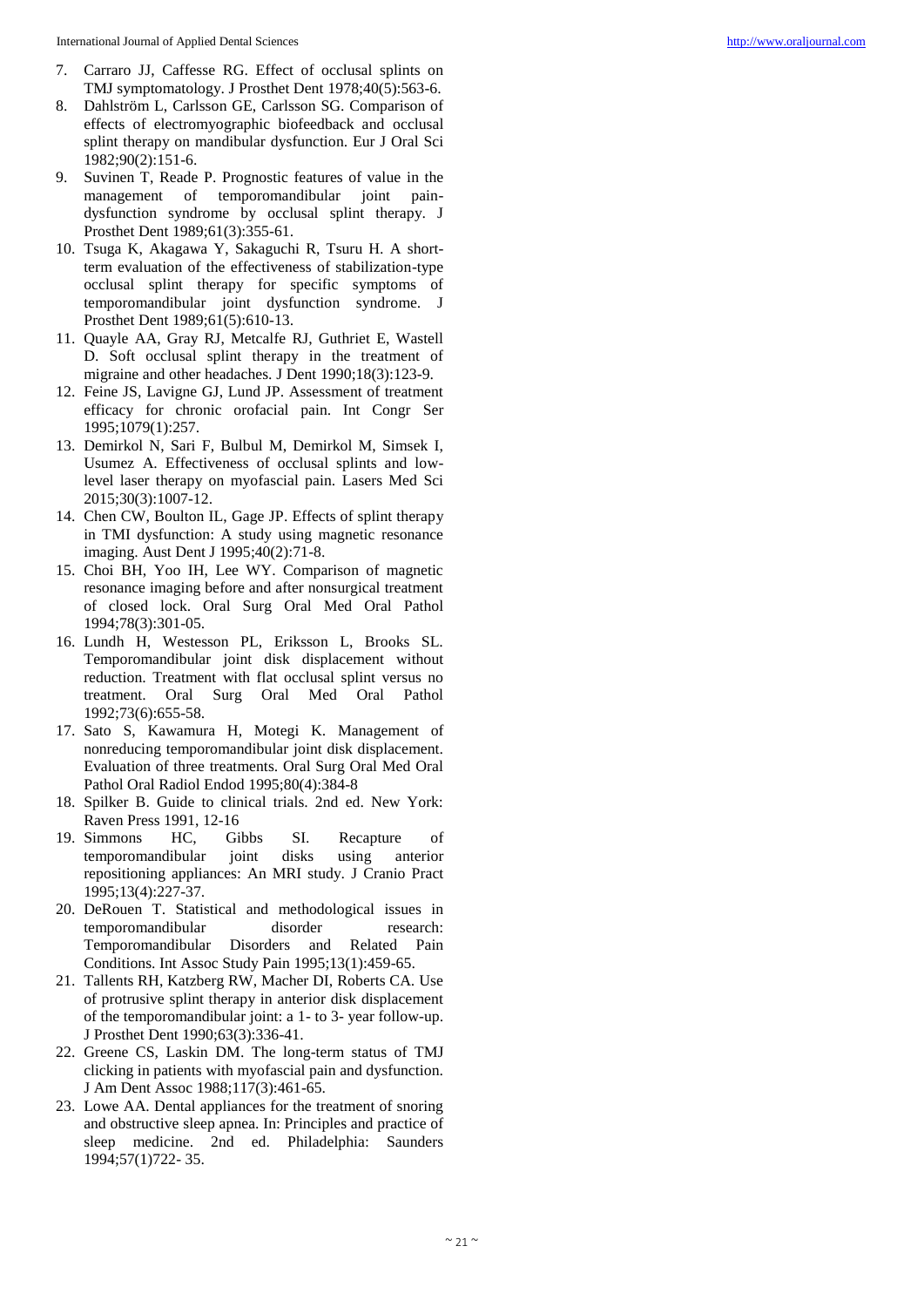7. Carraro JJ, Caffesse RG. Effect of occlusal splints on TMJ symptomatology. J Prosthet Dent 1978;40(5):563-6.
8. Dahlström L, Carlsson GE, Carlsson SG. Comparison of effects of electromyographic biofeedback and occlusal splint therapy on mandibular dysfunction. Eur J Oral Sci 1982;90(2):151-6.
9. Suvinen T, Reade P. Prognostic features of value in the management of temporomandibular joint pain-dysfunction syndrome by occlusal splint therapy. J Prosthet Dent 1989;61(3):355-61.
10. Tsuga K, Akagawa Y, Sakaguchi R, Tsuru H. A short-term evaluation of the effectiveness of stabilization-type occlusal splint therapy for specific symptoms of temporomandibular joint dysfunction syndrome. J Prosthet Dent 1989;61(5):610-13.
11. Quayle AA, Gray RJ, Metcalfe RJ, Guthriet E, Wastell D. Soft occlusal splint therapy in the treatment of migraine and other headaches. J Dent 1990;18(3):123-9.
12. Feine JS, Lavigne GJ, Lund JP. Assessment of treatment efficacy for chronic orofacial pain. Int Congr Ser 1995;1079(1):257.
13. Demirkol N, Sari F, Bulbul M, Demirkol M, Simsek I, Usumez A. Effectiveness of occlusal splints and low-level laser therapy on myofascial pain. Lasers Med Sci 2015;30(3):1007-12.
14. Chen CW, Boulton IL, Gage JP. Effects of splint therapy in TMI dysfunction: A study using magnetic resonance imaging. Aust Dent J 1995;40(2):71-8.
15. Choi BH, Yoo IH, Lee WY. Comparison of magnetic resonance imaging before and after nonsurgical treatment of closed lock. Oral Surg Oral Med Oral Pathol 1994;78(3):301-05.
16. Lundh H, Westesson PL, Eriksson L, Brooks SL. Temporomandibular joint disk displacement without reduction. Treatment with flat occlusal splint versus no treatment. Oral Surg Oral Med Oral Pathol 1992;73(6):655-58.
17. Sato S, Kawamura H, Motegi K. Management of nonreducing temporomandibular joint disk displacement. Evaluation of three treatments. Oral Surg Oral Med Oral Pathol Oral Radiol Endod 1995;80(4):384-8
18. Spilker B. Guide to clinical trials. 2nd ed. New York: Raven Press 1991, 12-16
19. Simmons HC, Gibbs SI. Recapture of temporomandibular joint disks using anterior repositioning appliances: An MRI study. J Cranio Pract 1995;13(4):227-37.
20. DeRouen T. Statistical and methodological issues in temporomandibular disorder research: Temporomandibular Disorders and Related Pain Conditions. Int Assoc Study Pain 1995;13(1):459-65.
21. Tallents RH, Katzberg RW, Macher DI, Roberts CA. Use of protrusive splint therapy in anterior disk displacement of the temporomandibular joint: a 1- to 3- year follow-up. J Prosthet Dent 1990;63(3):336-41.
22. Greene CS, Laskin DM. The long-term status of TMJ clicking in patients with myofascial pain and dysfunction. J Am Dent Assoc 1988;117(3):461-65.
23. Lowe AA. Dental appliances for the treatment of snoring and obstructive sleep apnea. In: Principles and practice of sleep medicine. 2nd ed. Philadelphia: Saunders 1994;57(1)722- 35.